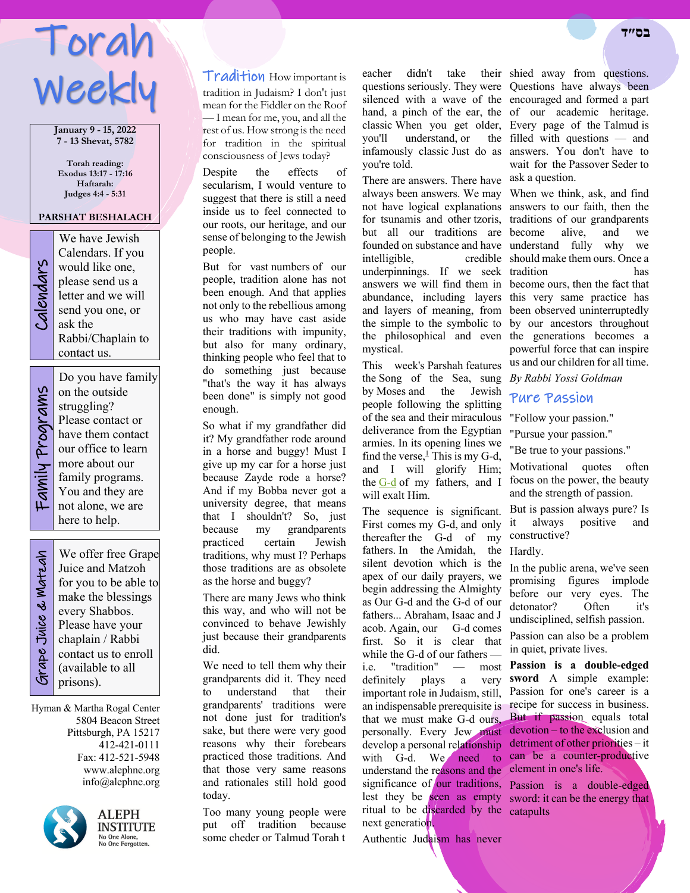בס"ד

# Torah Weekly

January 9 - 15, 2022
7 - 13 Shevat, 5782

Torah reading:
Exodus 13:17 - 17:16
Haftarah:
Judges 4:4 - 5:31

PARSHAT BESHALACH

**Calendars**

We have Jewish Calendars. If you would like one, please send us a letter and we will send you one, or ask the Rabbi/Chaplain to contact us.

**Family Programs**

Do you have family on the outside struggling? Please contact or have them contact our office to learn more about our family programs. You and they are not alone, we are here to help.

**Grape Juice & Matzah**

We offer free Grape Juice and Matzoh for you to be able to make the blessings every Shabbos. Please have your chaplain / Rabbi contact us to enroll (available to all prisons).

Hyman & Martha Rogal Center
5804 Beacon Street
Pittsburgh, PA 15217
412-421-0111
Fax: 412-521-5948
www.alephne.org
info@alephne.org

ALEPH INSTITUTE
No One Alone,
No One Forgotten.

## Tradition

How important is tradition in Judaism? I don't just mean for the Fiddler on the Roof — I mean for me, you, and all the rest of us. How strong is the need for tradition in the spiritual consciousness of Jews today?

Despite the effects of secularism, I would venture to suggest that there is still a need inside us to feel connected to our roots, our heritage, and our sense of belonging to the Jewish people.

But for vast numbers of our people, tradition alone has not been enough. And that applies not only to the rebellious among us who may have cast aside their traditions with impunity, but also for many ordinary, thinking people who feel that to do something just because "that's the way it has always been done" is simply not good enough.

So what if my grandfather did it? My grandfather rode around in a horse and buggy! Must I give up my car for a horse just because Zayde rode a horse? And if my Bobba never got a university degree, that means that I shouldn't? So, just because my grandparents practiced certain Jewish traditions, why must I? Perhaps those traditions are as obsolete as the horse and buggy?

There are many Jews who think this way, and who will not be convinced to behave Jewishly just because their grandparents did.

We need to tell them why their grandparents did it. They need to understand that their grandparents' traditions were not done just for tradition's sake, but there were very good reasons why their forebears practiced those traditions. And that those very same reasons and rationales still hold good today.

Too many young people were put off tradition because some cheder or Talmud Torah teacher didn't take their questions seriously. They were silenced with a wave of the hand, a pinch of the ear, the classic When you get older, you'll understand, or the infamously classic Just do as you're told.

There are answers. There have always been answers. We may not have logical explanations for tsunamis and other tzoris, but all our traditions are founded on substance and have intelligible, credible underpinnings. If we seek answers we will find them in abundance, including layers and layers of meaning, from the simple to the symbolic to the philosophical and even mystical.

This week's Parshah features the Song of the Sea, sung by Moses and the Jewish people following the splitting of the sea and their miraculous deliverance from the Egyptian armies. In its opening lines we find the verse,[1] This is my G-d, and I will glorify Him; the G-d of my fathers, and I will exalt Him.

The sequence is significant. First comes my G-d, and only thereafter the G-d of my fathers. In the Amidah, the silent devotion which is the apex of our daily prayers, we begin addressing the Almighty as Our G-d and the G-d of our fathers... Abraham, Isaac and Jacob. Again, our G-d comes first. So it is clear that while the G-d of our fathers — i.e. "tradition" — most definitely plays a very important role in Judaism, still, an indispensable prerequisite is that we must make G-d ours, personally. Every Jew must develop a personal relationship with G-d. We need to understand the reasons and the significance of our traditions, lest they be seen as empty ritual to be discarded by the next generation.

Authentic Judaism has never shied away from questions. Questions have always been encouraged and formed a part of our academic heritage. Every page of the Talmud is filled with questions — and answers. You don't have to wait for the Passover Seder to ask a question.

When we think, ask, and find answers to our faith, then the traditions of our grandparents become alive, and we understand fully why we should make them ours. Once a tradition has become ours, then the fact that this very same practice has been observed uninterruptedly by our ancestors throughout the generations becomes a powerful force that can inspire us and our children for all time.

*By Rabbi Yossi Goldman*

## Pure Passion

"Follow your passion."

"Pursue your passion."

"Be true to your passions."

Motivational quotes often focus on the power, the beauty and the strength of passion.

But is passion always pure? Is it always positive and constructive?

Hardly.

In the public arena, we've seen promising figures implode before our very eyes. The detonator? Often it's undisciplined, selfish passion.

Passion can also be a problem in quiet, private lives.

**Passion is a double-edged sword** A simple example: Passion for one's career is a recipe for success in business. But if passion equals total devotion – to the exclusion and detriment of other priorities – it can be a counter-productive element in one's life.

Passion is a double-edged sword: it can be the energy that catapults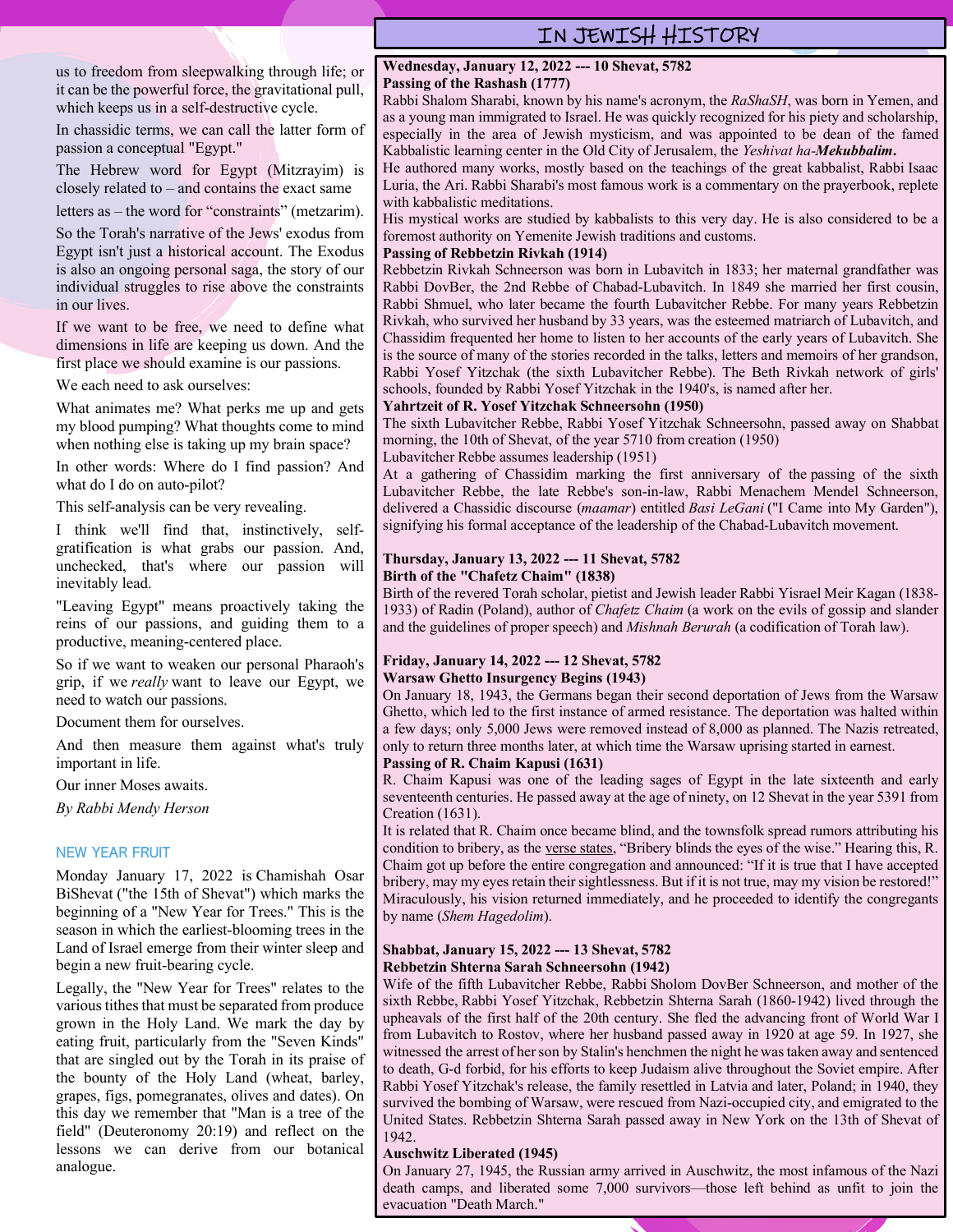us to freedom from sleepwalking through life; or it can be the powerful force, the gravitational pull, which keeps us in a self-destructive cycle.

In chassidic terms, we can call the latter form of passion a conceptual "Egypt."

The Hebrew word for Egypt (Mitzrayim) is closely related to – and contains the exact same letters as – the word for "constraints" (metzarim).

So the Torah's narrative of the Jews' exodus from Egypt isn't just a historical account. The Exodus is also an ongoing personal saga, the story of our individual struggles to rise above the constraints in our lives.

If we want to be free, we need to define what dimensions in life are keeping us down. And the first place we should examine is our passions.

We each need to ask ourselves:

What animates me? What perks me up and gets my blood pumping? What thoughts come to mind when nothing else is taking up my brain space?

In other words: Where do I find passion? And what do I do on auto-pilot?

This self-analysis can be very revealing.

I think we'll find that, instinctively, self-gratification is what grabs our passion. And, unchecked, that's where our passion will inevitably lead.

"Leaving Egypt" means proactively taking the reins of our passions, and guiding them to a productive, meaning-centered place.

So if we want to weaken our personal Pharaoh's grip, if we *really* want to leave our Egypt, we need to watch our passions.

Document them for ourselves.

And then measure them against what's truly important in life.

Our inner Moses awaits.

*By Rabbi Mendy Herson*

## NEW YEAR FRUIT

Monday January 17, 2022 is Chamishah Osar BiShevat ("the 15th of Shevat") which marks the beginning of a "New Year for Trees." This is the season in which the earliest-blooming trees in the Land of Israel emerge from their winter sleep and begin a new fruit-bearing cycle.

Legally, the "New Year for Trees" relates to the various tithes that must be separated from produce grown in the Holy Land. We mark the day by eating fruit, particularly from the "Seven Kinds" that are singled out by the Torah in its praise of the bounty of the Holy Land (wheat, barley, grapes, figs, pomegranates, olives and dates). On this day we remember that "Man is a tree of the field" (Deuteronomy 20:19) and reflect on the lessons we can derive from our botanical analogue.

# IN JEWISH HISTORY

**Wednesday, January 12, 2022 --- 10 Shevat, 5782**

**Passing of the Rashash (1777)**

Rabbi Shalom Sharabi, known by his name's acronym, the *RaShaSH*, was born in Yemen, and as a young man immigrated to Israel. He was quickly recognized for his piety and scholarship, especially in the area of Jewish mysticism, and was appointed to be dean of the famed Kabbalistic learning center in the Old City of Jerusalem, the *Yeshivat ha-**Mekubbalim***.

He authored many works, mostly based on the teachings of the great kabbalist, Rabbi Isaac Luria, the Ari. Rabbi Sharabi's most famous work is a commentary on the prayerbook, replete with kabbalistic meditations.

His mystical works are studied by kabbalists to this very day. He is also considered to be a foremost authority on Yemenite Jewish traditions and customs.

**Passing of Rebbetzin Rivkah (1914)**

Rebbetzin Rivkah Schneerson was born in Lubavitch in 1833; her maternal grandfather was Rabbi DovBer, the 2nd Rebbe of Chabad-Lubavitch. In 1849 she married her first cousin, Rabbi Shmuel, who later became the fourth Lubavitcher Rebbe. For many years Rebbetzin Rivkah, who survived her husband by 33 years, was the esteemed matriarch of Lubavitch, and Chassidim frequented her home to listen to her accounts of the early years of Lubavitch. She is the source of many of the stories recorded in the talks, letters and memoirs of her grandson, Rabbi Yosef Yitzchak (the sixth Lubavitcher Rebbe). The Beth Rivkah network of girls' schools, founded by Rabbi Yosef Yitzchak in the 1940's, is named after her.

**Yahrtzeit of R. Yosef Yitzchak Schneersohn (1950)**

The sixth Lubavitcher Rebbe, Rabbi Yosef Yitzchak Schneersohn, passed away on Shabbat morning, the 10th of Shevat, of the year 5710 from creation (1950)

Lubavitcher Rebbe assumes leadership (1951)

At a gathering of Chassidim marking the first anniversary of the passing of the sixth Lubavitcher Rebbe, the late Rebbe's son-in-law, Rabbi Menachem Mendel Schneerson, delivered a Chassidic discourse (*maamar*) entitled *Basi LeGani* ("I Came into My Garden"), signifying his formal acceptance of the leadership of the Chabad-Lubavitch movement.

**Thursday, January 13, 2022 --- 11 Shevat, 5782**

**Birth of the "Chafetz Chaim" (1838)**

Birth of the revered Torah scholar, pietist and Jewish leader Rabbi Yisrael Meir Kagan (1838-1933) of Radin (Poland), author of *Chafetz Chaim* (a work on the evils of gossip and slander and the guidelines of proper speech) and *Mishnah Berurah* (a codification of Torah law).

**Friday, January 14, 2022 --- 12 Shevat, 5782**

**Warsaw Ghetto Insurgency Begins (1943)**

On January 18, 1943, the Germans began their second deportation of Jews from the Warsaw Ghetto, which led to the first instance of armed resistance. The deportation was halted within a few days; only 5,000 Jews were removed instead of 8,000 as planned. The Nazis retreated, only to return three months later, at which time the Warsaw uprising started in earnest.

**Passing of R. Chaim Kapusi (1631)**

R. Chaim Kapusi was one of the leading sages of Egypt in the late sixteenth and early seventeenth centuries. He passed away at the age of ninety, on 12 Shevat in the year 5391 from Creation (1631).

It is related that R. Chaim once became blind, and the townsfolk spread rumors attributing his condition to bribery, as the verse states, "Bribery blinds the eyes of the wise." Hearing this, R. Chaim got up before the entire congregation and announced: "If it is true that I have accepted bribery, may my eyes retain their sightlessness. But if it is not true, may my vision be restored!" Miraculously, his vision returned immediately, and he proceeded to identify the congregants by name (*Shem Hagedolim*).

**Shabbat, January 15, 2022 --- 13 Shevat, 5782**

**Rebbetzin Shterna Sarah Schneersohn (1942)**

Wife of the fifth Lubavitcher Rebbe, Rabbi Sholom DovBer Schneerson, and mother of the sixth Rebbe, Rabbi Yosef Yitzchak, Rebbetzin Shterna Sarah (1860-1942) lived through the upheavals of the first half of the 20th century. She fled the advancing front of World War I from Lubavitch to Rostov, where her husband passed away in 1920 at age 59. In 1927, she witnessed the arrest of her son by Stalin's henchmen the night he was taken away and sentenced to death, G-d forbid, for his efforts to keep Judaism alive throughout the Soviet empire. After Rabbi Yosef Yitzchak's release, the family resettled in Latvia and later, Poland; in 1940, they survived the bombing of Warsaw, were rescued from Nazi-occupied city, and emigrated to the United States. Rebbetzin Shterna Sarah passed away in New York on the 13th of Shevat of 1942.

**Auschwitz Liberated (1945)**

On January 27, 1945, the Russian army arrived in Auschwitz, the most infamous of the Nazi death camps, and liberated some 7,000 survivors—those left behind as unfit to join the evacuation "Death March."